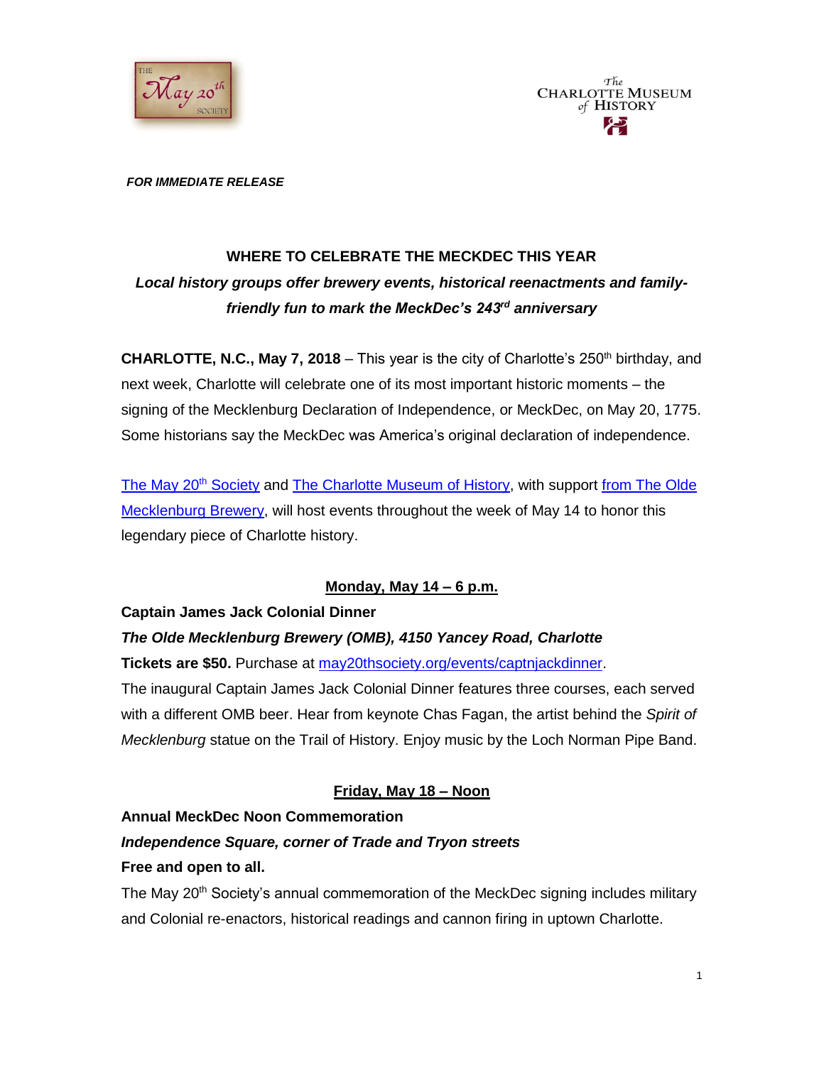*FOR IMMEDIATE RELEASE*

## WHERE TO CELEBRATE THE MECKDEC THIS YEAR

***Local history groups offer brewery events, historical reenactments and family-friendly fun to mark the MeckDec's 243rd anniversary***

**CHARLOTTE, N.C., May 7, 2018** – This year is the city of Charlotte's 250th birthday, and next week, Charlotte will celebrate one of its most important historic moments – the signing of the Mecklenburg Declaration of Independence, or MeckDec, on May 20, 1775. Some historians say the MeckDec was America's original declaration of independence.

The May 20th Society and The Charlotte Museum of History, with support from The Olde Mecklenburg Brewery, will host events throughout the week of May 14 to honor this legendary piece of Charlotte history.

**Monday, May 14 – 6 p.m.**

**Captain James Jack Colonial Dinner**

***The Olde Mecklenburg Brewery (OMB), 4150 Yancey Road, Charlotte***

**Tickets are $50.** Purchase at may20thsociety.org/events/captnjackdinner.

The inaugural Captain James Jack Colonial Dinner features three courses, each served with a different OMB beer. Hear from keynote Chas Fagan, the artist behind the *Spirit of Mecklenburg* statue on the Trail of History. Enjoy music by the Loch Norman Pipe Band.

**Friday, May 18 – Noon**

**Annual MeckDec Noon Commemoration**

***Independence Square, corner of Trade and Tryon streets***

**Free and open to all.**

The May 20th Society's annual commemoration of the MeckDec signing includes military and Colonial re-enactors, historical readings and cannon firing in uptown Charlotte.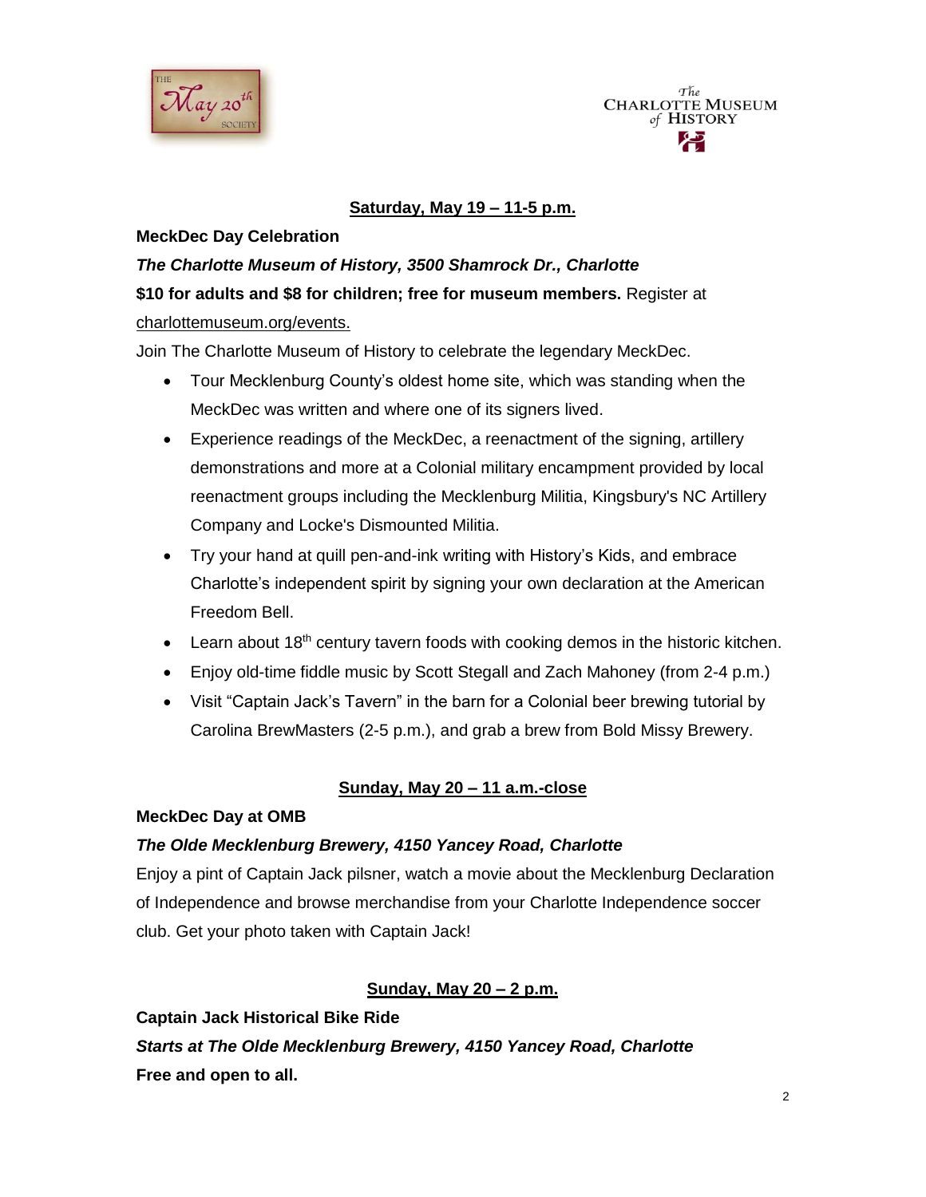## Saturday, May 19 – 11-5 p.m.

**MeckDec Day Celebration**

***The Charlotte Museum of History, 3500 Shamrock Dr., Charlotte***

**$10 for adults and $8 for children; free for museum members.** Register at charlottemuseum.org/events.

Join The Charlotte Museum of History to celebrate the legendary MeckDec.

- Tour Mecklenburg County's oldest home site, which was standing when the MeckDec was written and where one of its signers lived.
- Experience readings of the MeckDec, a reenactment of the signing, artillery demonstrations and more at a Colonial military encampment provided by local reenactment groups including the Mecklenburg Militia, Kingsbury's NC Artillery Company and Locke's Dismounted Militia.
- Try your hand at quill pen-and-ink writing with History's Kids, and embrace Charlotte's independent spirit by signing your own declaration at the American Freedom Bell.
- Learn about 18th century tavern foods with cooking demos in the historic kitchen.
- Enjoy old-time fiddle music by Scott Stegall and Zach Mahoney (from 2-4 p.m.)
- Visit "Captain Jack's Tavern" in the barn for a Colonial beer brewing tutorial by Carolina BrewMasters (2-5 p.m.), and grab a brew from Bold Missy Brewery.

## Sunday, May 20 – 11 a.m.-close

**MeckDec Day at OMB**

***The Olde Mecklenburg Brewery, 4150 Yancey Road, Charlotte***

Enjoy a pint of Captain Jack pilsner, watch a movie about the Mecklenburg Declaration of Independence and browse merchandise from your Charlotte Independence soccer club. Get your photo taken with Captain Jack!

## Sunday, May 20 – 2 p.m.

**Captain Jack Historical Bike Ride**

***Starts at The Olde Mecklenburg Brewery, 4150 Yancey Road, Charlotte***

**Free and open to all.**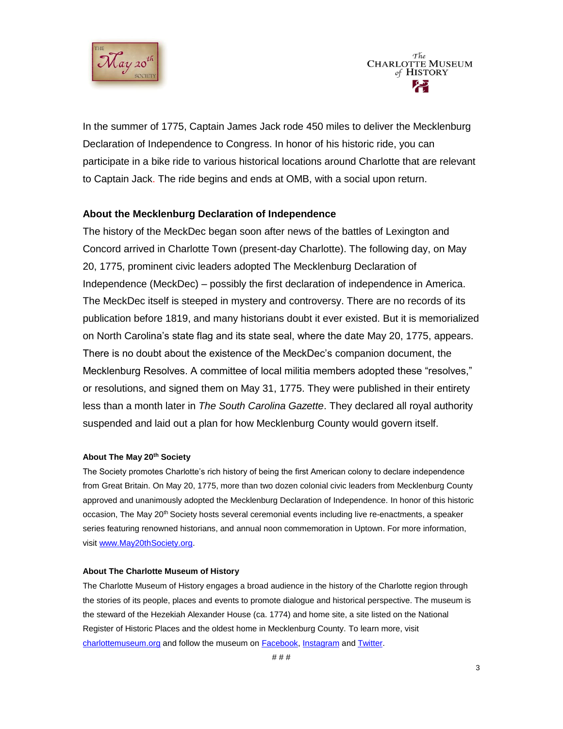In the summer of 1775, Captain James Jack rode 450 miles to deliver the Mecklenburg Declaration of Independence to Congress. In honor of his historic ride, you can participate in a bike ride to various historical locations around Charlotte that are relevant to Captain Jack. The ride begins and ends at OMB, with a social upon return.

### About the Mecklenburg Declaration of Independence

The history of the MeckDec began soon after news of the battles of Lexington and Concord arrived in Charlotte Town (present-day Charlotte). The following day, on May 20, 1775, prominent civic leaders adopted The Mecklenburg Declaration of Independence (MeckDec) – possibly the first declaration of independence in America. The MeckDec itself is steeped in mystery and controversy. There are no records of its publication before 1819, and many historians doubt it ever existed. But it is memorialized on North Carolina's state flag and its state seal, where the date May 20, 1775, appears. There is no doubt about the existence of the MeckDec's companion document, the Mecklenburg Resolves. A committee of local militia members adopted these "resolves," or resolutions, and signed them on May 31, 1775. They were published in their entirety less than a month later in *The South Carolina Gazette*. They declared all royal authority suspended and laid out a plan for how Mecklenburg County would govern itself.

#### About The May 20th Society

The Society promotes Charlotte's rich history of being the first American colony to declare independence from Great Britain. On May 20, 1775, more than two dozen colonial civic leaders from Mecklenburg County approved and unanimously adopted the Mecklenburg Declaration of Independence. In honor of this historic occasion, The May 20th Society hosts several ceremonial events including live re-enactments, a speaker series featuring renowned historians, and annual noon commemoration in Uptown. For more information, visit www.May20thSociety.org.

#### About The Charlotte Museum of History

The Charlotte Museum of History engages a broad audience in the history of the Charlotte region through the stories of its people, places and events to promote dialogue and historical perspective. The museum is the steward of the Hezekiah Alexander House (ca. 1774) and home site, a site listed on the National Register of Historic Places and the oldest home in Mecklenburg County. To learn more, visit charlottemuseum.org and follow the museum on Facebook, Instagram and Twitter.

# # #